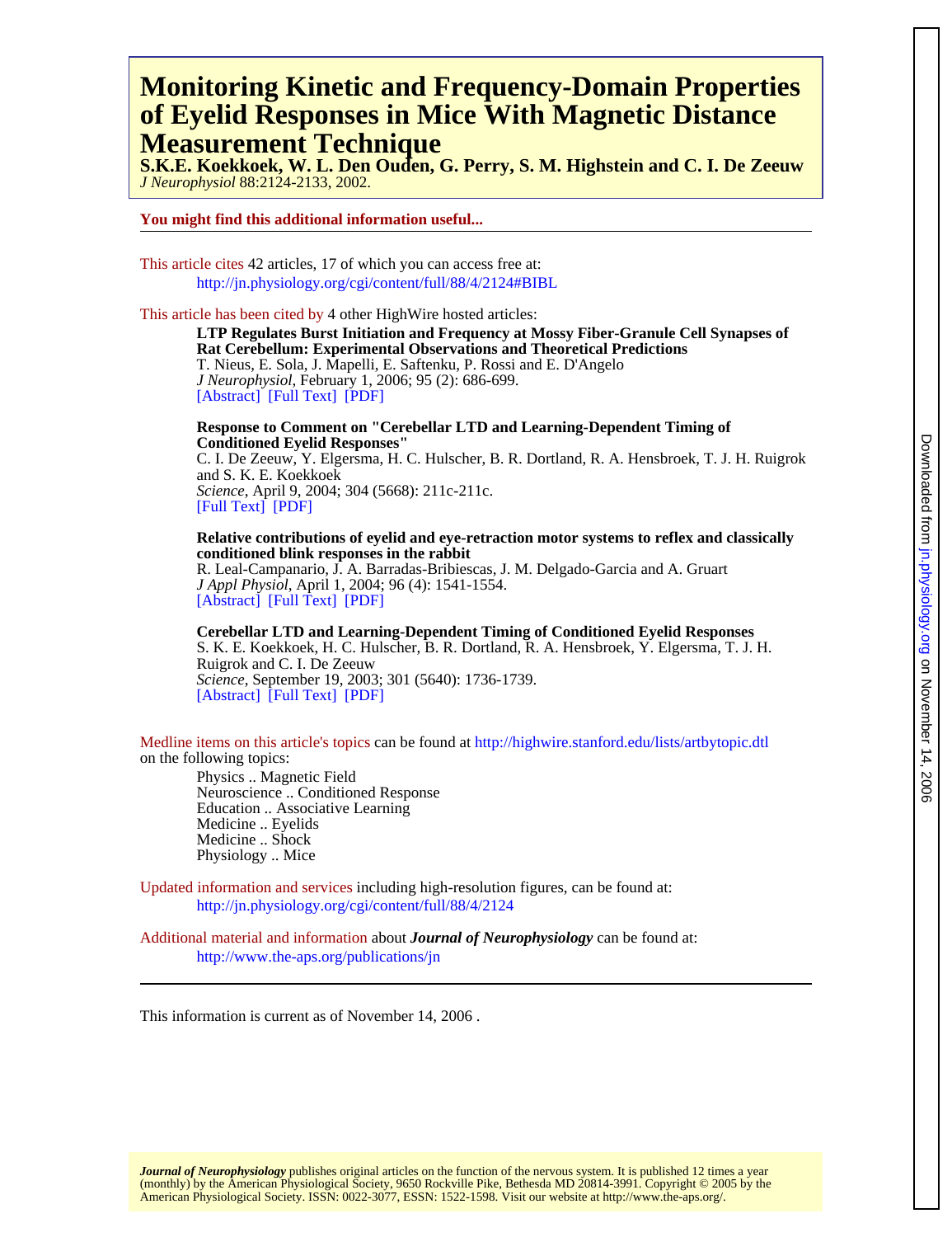# Monitoring Kinetic and Frequency-Domain Properties of Eyelid Responses in Mice With Magnetic Distance Measurement Technique

**S.K.E. Koekkoek, W. L. Den Ouden, G. Perry, S. M. Highstein and C. I. De Zeeuw**

*J Neurophysiol* 88:2124-2133, 2002.

**You might find this additional information useful...**

This article cites 42 articles, 17 of which you can access free at:
http://jn.physiology.org/cgi/content/full/88/4/2124#BIBL

This article has been cited by 4 other HighWire hosted articles:

**LTP Regulates Burst Initiation and Frequency at Mossy Fiber-Granule Cell Synapses of Rat Cerebellum: Experimental Observations and Theoretical Predictions**
T. Nieus, E. Sola, J. Mapelli, E. Saftenku, P. Rossi and E. D'Angelo
*J Neurophysiol*, February 1, 2006; 95 (2): 686-699.
[Abstract] [Full Text] [PDF]

**Response to Comment on "Cerebellar LTD and Learning-Dependent Timing of Conditioned Eyelid Responses"**
C. I. De Zeeuw, Y. Elgersma, H. C. Hulscher, B. R. Dortland, R. A. Hensbroek, T. J. H. Ruigrok and S. K. E. Koekkoek
*Science*, April 9, 2004; 304 (5668): 211c-211c.
[Full Text] [PDF]

**Relative contributions of eyelid and eye-retraction motor systems to reflex and classically conditioned blink responses in the rabbit**
R. Leal-Campanario, J. A. Barradas-Bribiescas, J. M. Delgado-Garcia and A. Gruart
*J Appl Physiol*, April 1, 2004; 96 (4): 1541-1554.
[Abstract] [Full Text] [PDF]

**Cerebellar LTD and Learning-Dependent Timing of Conditioned Eyelid Responses**
S. K. E. Koekkoek, H. C. Hulscher, B. R. Dortland, R. A. Hensbroek, Y. Elgersma, T. J. H. Ruigrok and C. I. De Zeeuw
*Science*, September 19, 2003; 301 (5640): 1736-1739.
[Abstract] [Full Text] [PDF]

Medline items on this article's topics can be found at http://highwire.stanford.edu/lists/artbytopic.dtl on the following topics:

Physics .. Magnetic Field
Neuroscience .. Conditioned Response
Education .. Associative Learning
Medicine .. Eyelids
Medicine .. Shock
Physiology .. Mice

Updated information and services including high-resolution figures, can be found at:
http://jn.physiology.org/cgi/content/full/88/4/2124

Additional material and information about ***Journal of Neurophysiology*** can be found at:
http://www.the-aps.org/publications/jn

This information is current as of November 14, 2006 .

***Journal of Neurophysiology*** publishes original articles on the function of the nervous system. It is published 12 times a year (monthly) by the American Physiological Society, 9650 Rockville Pike, Bethesda MD 20814-3991. Copyright © 2005 by the American Physiological Society. ISSN: 0022-3077, ESSN: 1522-1598. Visit our website at http://www.the-aps.org/.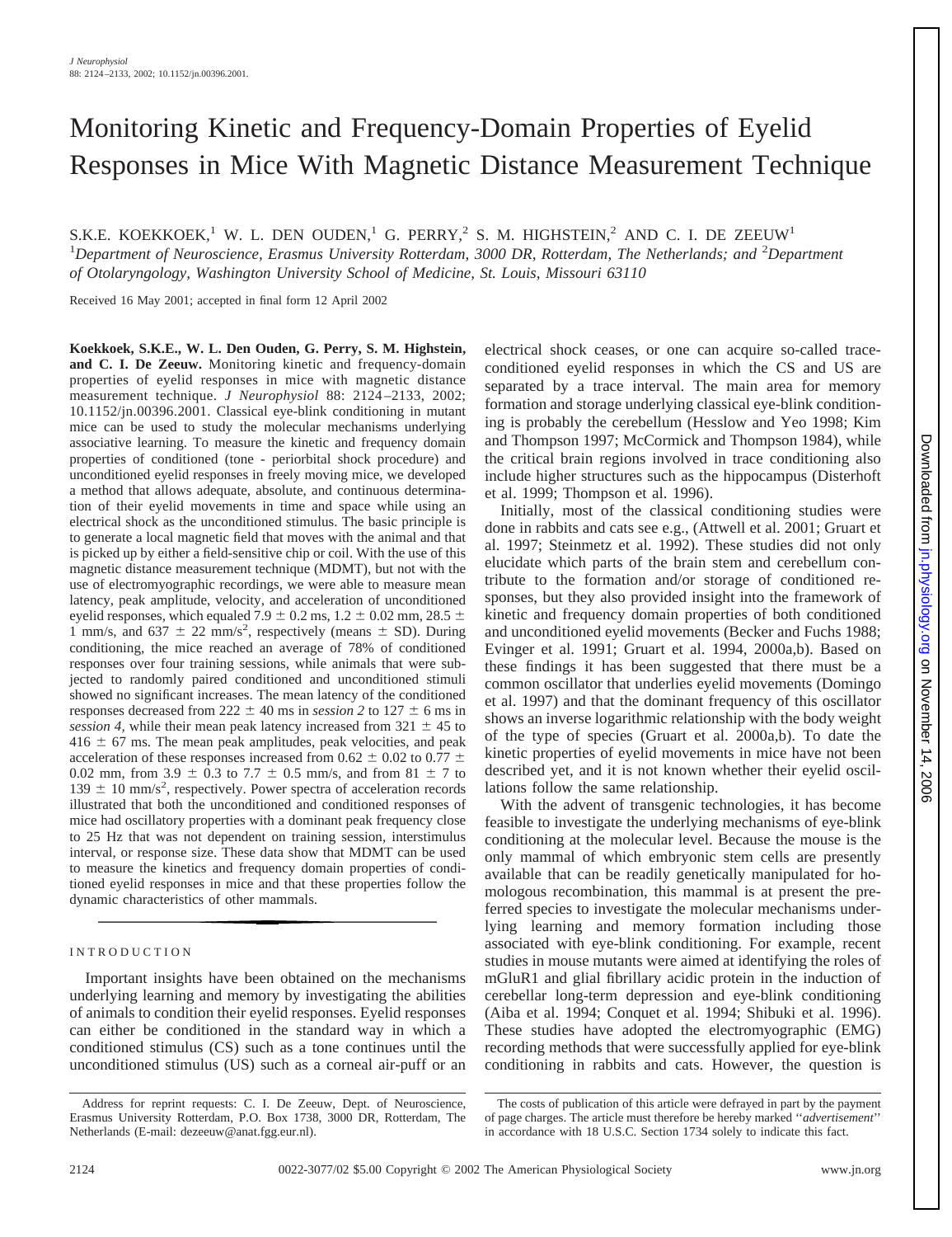# Monitoring Kinetic and Frequency-Domain Properties of Eyelid Responses in Mice With Magnetic Distance Measurement Technique

S.K.E. KOEKKOEK,[1] W. L. DEN OUDEN,[1] G. PERRY,[2] S. M. HIGHSTEIN,[2] AND C. I. DE ZEEUW[1]

[1]*Department of Neuroscience, Erasmus University Rotterdam, 3000 DR, Rotterdam, The Netherlands; and* [2]*Department of Otolaryngology, Washington University School of Medicine, St. Louis, Missouri 63110*

Received 16 May 2001; accepted in final form 12 April 2002

**Koekkoek, S.K.E., W. L. Den Ouden, G. Perry, S. M. Highstein, and C. I. De Zeeuw.** Monitoring kinetic and frequency-domain properties of eyelid responses in mice with magnetic distance measurement technique. *J Neurophysiol* 88: 2124–2133, 2002; 10.1152/jn.00396.2001. Classical eye-blink conditioning in mutant mice can be used to study the molecular mechanisms underlying associative learning. To measure the kinetic and frequency domain properties of conditioned (tone - periorbital shock procedure) and unconditioned eyelid responses in freely moving mice, we developed a method that allows adequate, absolute, and continuous determination of their eyelid movements in time and space while using an electrical shock as the unconditioned stimulus. The basic principle is to generate a local magnetic field that moves with the animal and that is picked up by either a field-sensitive chip or coil. With the use of this magnetic distance measurement technique (MDMT), but not with the use of electromyographic recordings, we were able to measure mean latency, peak amplitude, velocity, and acceleration of unconditioned eyelid responses, which equaled 7.9 ± 0.2 ms, 1.2 ± 0.02 mm, 28.5 ± 1 mm/s, and 637 ± 22 mm/s$^2$, respectively (means ± SD). During conditioning, the mice reached an average of 78% of conditioned responses over four training sessions, while animals that were subjected to randomly paired conditioned and unconditioned stimuli showed no significant increases. The mean latency of the conditioned responses decreased from 222 ± 40 ms in *session 2* to 127 ± 6 ms in *session 4,* while their mean peak latency increased from 321 ± 45 to 416 ± 67 ms. The mean peak amplitudes, peak velocities, and peak acceleration of these responses increased from 0.62 ± 0.02 to 0.77 ± 0.02 mm, from 3.9 ± 0.3 to 7.7 ± 0.5 mm/s, and from 81 ± 7 to 139 ± 10 mm/s$^2$, respectively. Power spectra of acceleration records illustrated that both the unconditioned and conditioned responses of mice had oscillatory properties with a dominant peak frequency close to 25 Hz that was not dependent on training session, interstimulus interval, or response size. These data show that MDMT can be used to measure the kinetics and frequency domain properties of conditioned eyelid responses in mice and that these properties follow the dynamic characteristics of other mammals.

## INTRODUCTION

Important insights have been obtained on the mechanisms underlying learning and memory by investigating the abilities of animals to condition their eyelid responses. Eyelid responses can either be conditioned in the standard way in which a conditioned stimulus (CS) such as a tone continues until the unconditioned stimulus (US) such as a corneal air-puff or an electrical shock ceases, or one can acquire so-called trace-conditioned eyelid responses in which the CS and US are separated by a trace interval. The main area for memory formation and storage underlying classical eye-blink conditioning is probably the cerebellum (Hesslow and Yeo 1998; Kim and Thompson 1997; McCormick and Thompson 1984), while the critical brain regions involved in trace conditioning also include higher structures such as the hippocampus (Disterhoft et al. 1999; Thompson et al. 1996).

Initially, most of the classical conditioning studies were done in rabbits and cats see e.g., (Attwell et al. 2001; Gruart et al. 1997; Steinmetz et al. 1992). These studies did not only elucidate which parts of the brain stem and cerebellum contribute to the formation and/or storage of conditioned responses, but they also provided insight into the framework of kinetic and frequency domain properties of both conditioned and unconditioned eyelid movements (Becker and Fuchs 1988; Evinger et al. 1991; Gruart et al. 1994, 2000a,b). Based on these findings it has been suggested that there must be a common oscillator that underlies eyelid movements (Domingo et al. 1997) and that the dominant frequency of this oscillator shows an inverse logarithmic relationship with the body weight of the type of species (Gruart et al. 2000a,b). To date the kinetic properties of eyelid movements in mice have not been described yet, and it is not known whether their eyelid oscillations follow the same relationship.

With the advent of transgenic technologies, it has become feasible to investigate the underlying mechanisms of eye-blink conditioning at the molecular level. Because the mouse is the only mammal of which embryonic stem cells are presently available that can be readily genetically manipulated for homologous recombination, this mammal is at present the preferred species to investigate the molecular mechanisms underlying learning and memory formation including those associated with eye-blink conditioning. For example, recent studies in mouse mutants were aimed at identifying the roles of mGluR1 and glial fibrillary acidic protein in the induction of cerebellar long-term depression and eye-blink conditioning (Aiba et al. 1994; Conquet et al. 1994; Shibuki et al. 1996). These studies have adopted the electromyographic (EMG) recording methods that were successfully applied for eye-blink conditioning in rabbits and cats. However, the question is

Address for reprint requests: C. I. De Zeeuw, Dept. of Neuroscience, Erasmus University Rotterdam, P.O. Box 1738, 3000 DR, Rotterdam, The Netherlands (E-mail: dezeeuw@anat.fgg.eur.nl).

The costs of publication of this article were defrayed in part by the payment of page charges. The article must therefore be hereby marked ''*advertisement*'' in accordance with 18 U.S.C. Section 1734 solely to indicate this fact.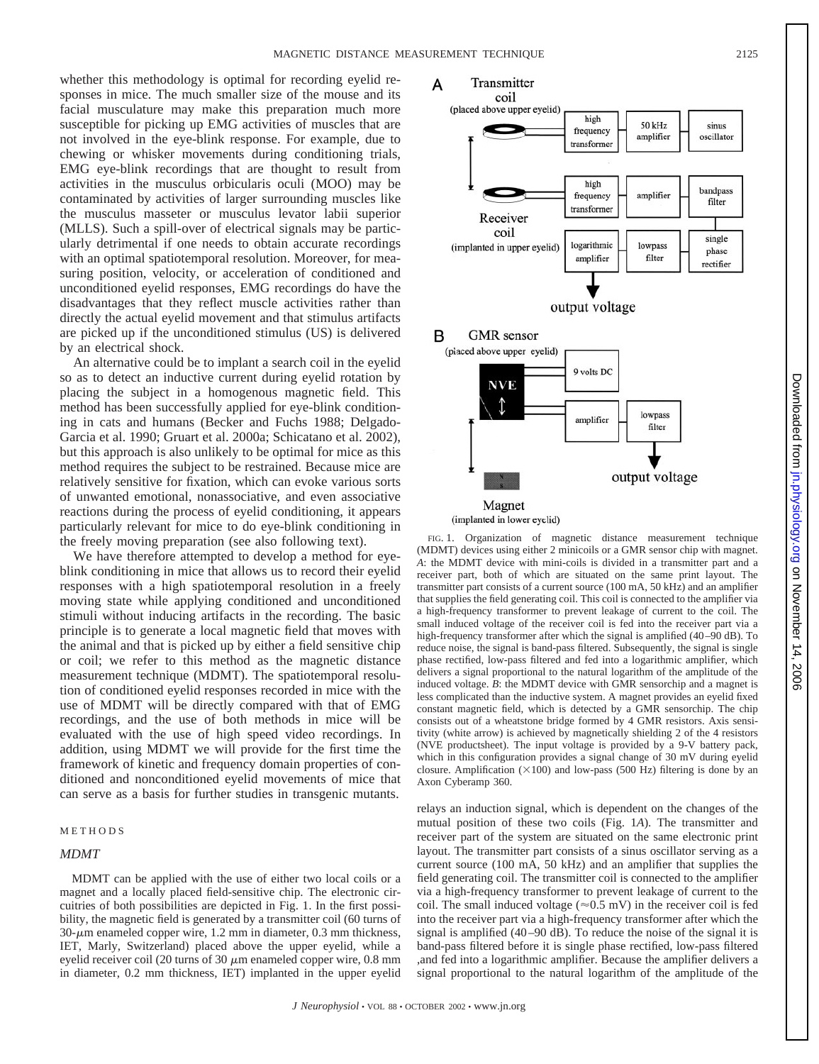whether this methodology is optimal for recording eyelid responses in mice. The much smaller size of the mouse and its facial musculature may make this preparation much more susceptible for picking up EMG activities of muscles that are not involved in the eye-blink response. For example, due to chewing or whisker movements during conditioning trials, EMG eye-blink recordings that are thought to result from activities in the musculus orbicularis oculi (MOO) may be contaminated by activities of larger surrounding muscles like the musculus masseter or musculus levator labii superior (MLLS). Such a spill-over of electrical signals may be particularly detrimental if one needs to obtain accurate recordings with an optimal spatiotemporal resolution. Moreover, for measuring position, velocity, or acceleration of conditioned and unconditioned eyelid responses, EMG recordings do have the disadvantages that they reflect muscle activities rather than directly the actual eyelid movement and that stimulus artifacts are picked up if the unconditioned stimulus (US) is delivered by an electrical shock.

An alternative could be to implant a search coil in the eyelid so as to detect an inductive current during eyelid rotation by placing the subject in a homogenous magnetic field. This method has been successfully applied for eye-blink conditioning in cats and humans (Becker and Fuchs 1988; Delgado-Garcia et al. 1990; Gruart et al. 2000a; Schicatano et al. 2002), but this approach is also unlikely to be optimal for mice as this method requires the subject to be restrained. Because mice are relatively sensitive for fixation, which can evoke various sorts of unwanted emotional, nonassociative, and even associative reactions during the process of eyelid conditioning, it appears particularly relevant for mice to do eye-blink conditioning in the freely moving preparation (see also following text).

We have therefore attempted to develop a method for eye-blink conditioning in mice that allows us to record their eyelid responses with a high spatiotemporal resolution in a freely moving state while applying conditioned and unconditioned stimuli without inducing artifacts in the recording. The basic principle is to generate a local magnetic field that moves with the animal and that is picked up by either a field sensitive chip or coil; we refer to this method as the magnetic distance measurement technique (MDMT). The spatiotemporal resolution of conditioned eyelid responses recorded in mice with the use of MDMT will be directly compared with that of EMG recordings, and the use of both methods in mice will be evaluated with the use of high speed video recordings. In addition, using MDMT we will provide for the first time the framework of kinetic and frequency domain properties of conditioned and nonconditioned eyelid movements of mice that can serve as a basis for further studies in transgenic mutants.

## METHODS

### MDMT

MDMT can be applied with the use of either two local coils or a magnet and a locally placed field-sensitive chip. The electronic circuitries of both possibilities are depicted in Fig. 1. In the first possibility, the magnetic field is generated by a transmitter coil (60 turns of 30-$\mu$m enameled copper wire, 1.2 mm in diameter, 0.3 mm thickness, IET, Marly, Switzerland) placed above the upper eyelid, while a eyelid receiver coil (20 turns of 30 $\mu$m enameled copper wire, 0.8 mm in diameter, 0.2 mm thickness, IET) implanted in the upper eyelid relays an induction signal, which is dependent on the changes of the mutual position of these two coils (Fig. 1*A*). The transmitter and receiver part of the system are situated on the same electronic print layout. The transmitter part consists of a sinus oscillator serving as a current source (100 mA, 50 kHz) and an amplifier that supplies the field generating coil. The transmitter coil is connected to the amplifier via a high-frequency transformer to prevent leakage of current to the coil. The small induced voltage (≈0.5 mV) in the receiver coil is fed into the receiver part via a high-frequency transformer after which the signal is amplified (40–90 dB). To reduce the noise of the signal it is band-pass filtered before it is single phase rectified, low-pass filtered ,and fed into a logarithmic amplifier. Because the amplifier delivers a signal proportional to the natural logarithm of the amplitude of the

A
Transmitter coil
(placed above upper eyelid)
high frequency transformer
50 kHz amplifier
sinus oscillator
high frequency transformer
amplifier
bandpass filter
Receiver coil
(implanted in upper eyelid)
logarithmic amplifier
lowpass filter
single phase rectifier
output voltage

B
GMR sensor
(placed above upper eyelid)
NVE
9 volts DC
amplifier
lowpass filter
output voltage
Magnet
(implanted in lower eyelid)

FIG. 1. Organization of magnetic distance measurement technique (MDMT) devices using either 2 minicoils or a GMR sensor chip with magnet. *A*: the MDMT device with mini-coils is divided in a transmitter part and a receiver part, both of which are situated on the same print layout. The transmitter part consists of a current source (100 mA, 50 kHz) and an amplifier that supplies the field generating coil. This coil is connected to the amplifier via a high-frequency transformer to prevent leakage of current to the coil. The small induced voltage of the receiver coil is fed into the receiver part via a high-frequency transformer after which the signal is amplified (40–90 dB). To reduce noise, the signal is band-pass filtered. Subsequently, the signal is single phase rectified, low-pass filtered and fed into a logarithmic amplifier, which delivers a signal proportional to the natural logarithm of the amplitude of the induced voltage. *B*: the MDMT device with GMR sensorchip and a magnet is less complicated than the inductive system. A magnet provides an eyelid fixed constant magnetic field, which is detected by a GMR sensorchip. The chip consists out of a wheatstone bridge formed by 4 GMR resistors. Axis sensitivity (white arrow) is achieved by magnetically shielding 2 of the 4 resistors (NVE productsheet). The input voltage is provided by a 9-V battery pack, which in this configuration provides a signal change of 30 mV during eyelid closure. Amplification (×100) and low-pass (500 Hz) filtering is done by an Axon Cyberamp 360.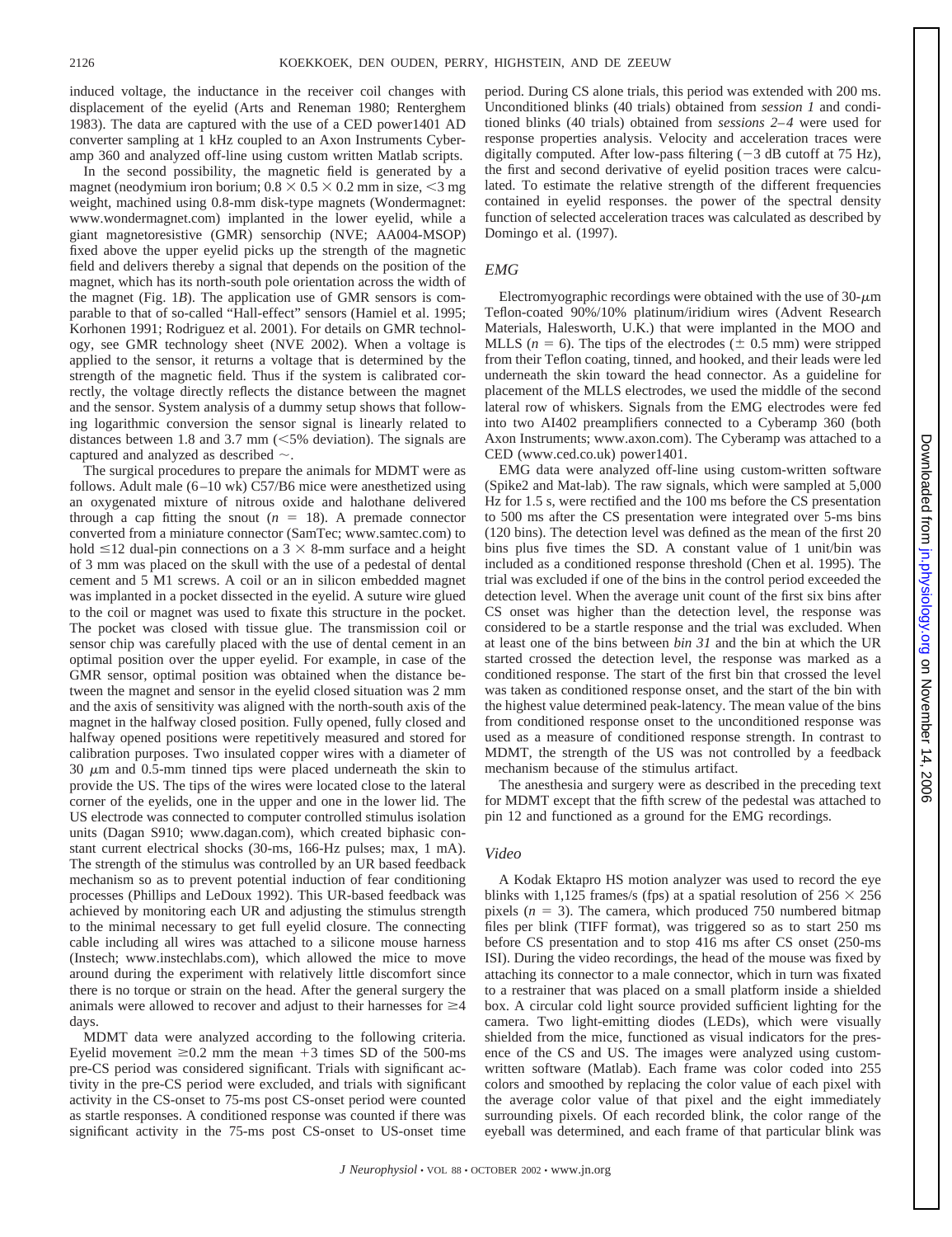induced voltage, the inductance in the receiver coil changes with displacement of the eyelid (Arts and Reneman 1980; Renterghem 1983). The data are captured with the use of a CED power1401 AD converter sampling at 1 kHz coupled to an Axon Instruments Cyberamp 360 and analyzed off-line using custom written Matlab scripts.

In the second possibility, the magnetic field is generated by a magnet (neodymium iron borium; $0.8 \times 0.5 \times 0.2$ mm in size, <3 mg weight, machined using 0.8-mm disk-type magnets (Wondermagnet: www.wondermagnet.com) implanted in the lower eyelid, while a giant magnetoresistive (GMR) sensorchip (NVE; AA004-MSOP) fixed above the upper eyelid picks up the strength of the magnetic field and delivers thereby a signal that depends on the position of the magnet, which has its north-south pole orientation across the width of the magnet (Fig. 1*B*). The application use of GMR sensors is comparable to that of so-called "Hall-effect" sensors (Hamiel et al. 1995; Korhonen 1991; Rodriguez et al. 2001). For details on GMR technology, see GMR technology sheet (NVE 2002). When a voltage is applied to the sensor, it returns a voltage that is determined by the strength of the magnetic field. Thus if the system is calibrated correctly, the voltage directly reflects the distance between the magnet and the sensor. System analysis of a dummy setup shows that following logarithmic conversion the sensor signal is linearly related to distances between 1.8 and 3.7 mm (<5% deviation). The signals are captured and analyzed as described ~.

The surgical procedures to prepare the animals for MDMT were as follows. Adult male (6–10 wk) C57/B6 mice were anesthetized using an oxygenated mixture of nitrous oxide and halothane delivered through a cap fitting the snout ($n = 18$). A premade connector converted from a miniature connector (SamTec; www.samtec.com) to hold ≤12 dual-pin connections on a $3 \times 8$-mm surface and a height of 3 mm was placed on the skull with the use of a pedestal of dental cement and 5 M1 screws. A coil or an in silicon embedded magnet was implanted in a pocket dissected in the eyelid. A suture wire glued to the coil or magnet was used to fixate this structure in the pocket. The pocket was closed with tissue glue. The transmission coil or sensor chip was carefully placed with the use of dental cement in an optimal position over the upper eyelid. For example, in case of the GMR sensor, optimal position was obtained when the distance between the magnet and sensor in the eyelid closed situation was 2 mm and the axis of sensitivity was aligned with the north-south axis of the magnet in the halfway closed position. Fully opened, fully closed and halfway opened positions were repetitively measured and stored for calibration purposes. Two insulated copper wires with a diameter of 30 μm and 0.5-mm tinned tips were placed underneath the skin to provide the US. The tips of the wires were located close to the lateral corner of the eyelids, one in the upper and one in the lower lid. The US electrode was connected to computer controlled stimulus isolation units (Dagan S910; www.dagan.com), which created biphasic constant current electrical shocks (30-ms, 166-Hz pulses; max, 1 mA). The strength of the stimulus was controlled by an UR based feedback mechanism so as to prevent potential induction of fear conditioning processes (Phillips and LeDoux 1992). This UR-based feedback was achieved by monitoring each UR and adjusting the stimulus strength to the minimal necessary to get full eyelid closure. The connecting cable including all wires was attached to a silicone mouse harness (Instech; www.instechlabs.com), which allowed the mice to move around during the experiment with relatively little discomfort since there is no torque or strain on the head. After the general surgery the animals were allowed to recover and adjust to their harnesses for ≥4 days.

MDMT data were analyzed according to the following criteria. Eyelid movement ≥0.2 mm the mean +3 times SD of the 500-ms pre-CS period was considered significant. Trials with significant activity in the pre-CS period were excluded, and trials with significant activity in the CS-onset to 75-ms post CS-onset period were counted as startle responses. A conditioned response was counted if there was significant activity in the 75-ms post CS-onset to US-onset time period. During CS alone trials, this period was extended with 200 ms. Unconditioned blinks (40 trials) obtained from *session 1* and conditioned blinks (40 trials) obtained from *sessions 2–4* were used for response properties analysis. Velocity and acceleration traces were digitally computed. After low-pass filtering (−3 dB cutoff at 75 Hz), the first and second derivative of eyelid position traces were calculated. To estimate the relative strength of the different frequencies contained in eyelid responses. the power of the spectral density function of selected acceleration traces was calculated as described by Domingo et al. (1997).

## *EMG*

Electromyographic recordings were obtained with the use of 30-μm Teflon-coated 90%/10% platinum/iridium wires (Advent Research Materials, Halesworth, U.K.) that were implanted in the MOO and MLLS ($n = 6$). The tips of the electrodes (± 0.5 mm) were stripped from their Teflon coating, tinned, and hooked, and their leads were led underneath the skin toward the head connector. As a guideline for placement of the MLLS electrodes, we used the middle of the second lateral row of whiskers. Signals from the EMG electrodes were fed into two AI402 preamplifiers connected to a Cyberamp 360 (both Axon Instruments; www.axon.com). The Cyberamp was attached to a CED (www.ced.co.uk) power1401.

EMG data were analyzed off-line using custom-written software (Spike2 and Mat-lab). The raw signals, which were sampled at 5,000 Hz for 1.5 s, were rectified and the 100 ms before the CS presentation to 500 ms after the CS presentation were integrated over 5-ms bins (120 bins). The detection level was defined as the mean of the first 20 bins plus five times the SD. A constant value of 1 unit/bin was included as a conditioned response threshold (Chen et al. 1995). The trial was excluded if one of the bins in the control period exceeded the detection level. When the average unit count of the first six bins after CS onset was higher than the detection level, the response was considered to be a startle response and the trial was excluded. When at least one of the bins between *bin 31* and the bin at which the UR started crossed the detection level, the response was marked as a conditioned response. The start of the first bin that crossed the level was taken as conditioned response onset, and the start of the bin with the highest value determined peak-latency. The mean value of the bins from conditioned response onset to the unconditioned response was used as a measure of conditioned response strength. In contrast to MDMT, the strength of the US was not controlled by a feedback mechanism because of the stimulus artifact.

The anesthesia and surgery were as described in the preceding text for MDMT except that the fifth screw of the pedestal was attached to pin 12 and functioned as a ground for the EMG recordings.

## *Video*

A Kodak Ektapro HS motion analyzer was used to record the eye blinks with 1,125 frames/s (fps) at a spatial resolution of $256 \times 256$ pixels ($n = 3$). The camera, which produced 750 numbered bitmap files per blink (TIFF format), was triggered so as to start 250 ms before CS presentation and to stop 416 ms after CS onset (250-ms ISI). During the video recordings, the head of the mouse was fixed by attaching its connector to a male connector, which in turn was fixated to a restrainer that was placed on a small platform inside a shielded box. A circular cold light source provided sufficient lighting for the camera. Two light-emitting diodes (LEDs), which were visually shielded from the mice, functioned as visual indicators for the presence of the CS and US. The images were analyzed using custom-written software (Matlab). Each frame was color coded into 255 colors and smoothed by replacing the color value of each pixel with the average color value of that pixel and the eight immediately surrounding pixels. Of each recorded blink, the color range of the eyeball was determined, and each frame of that particular blink was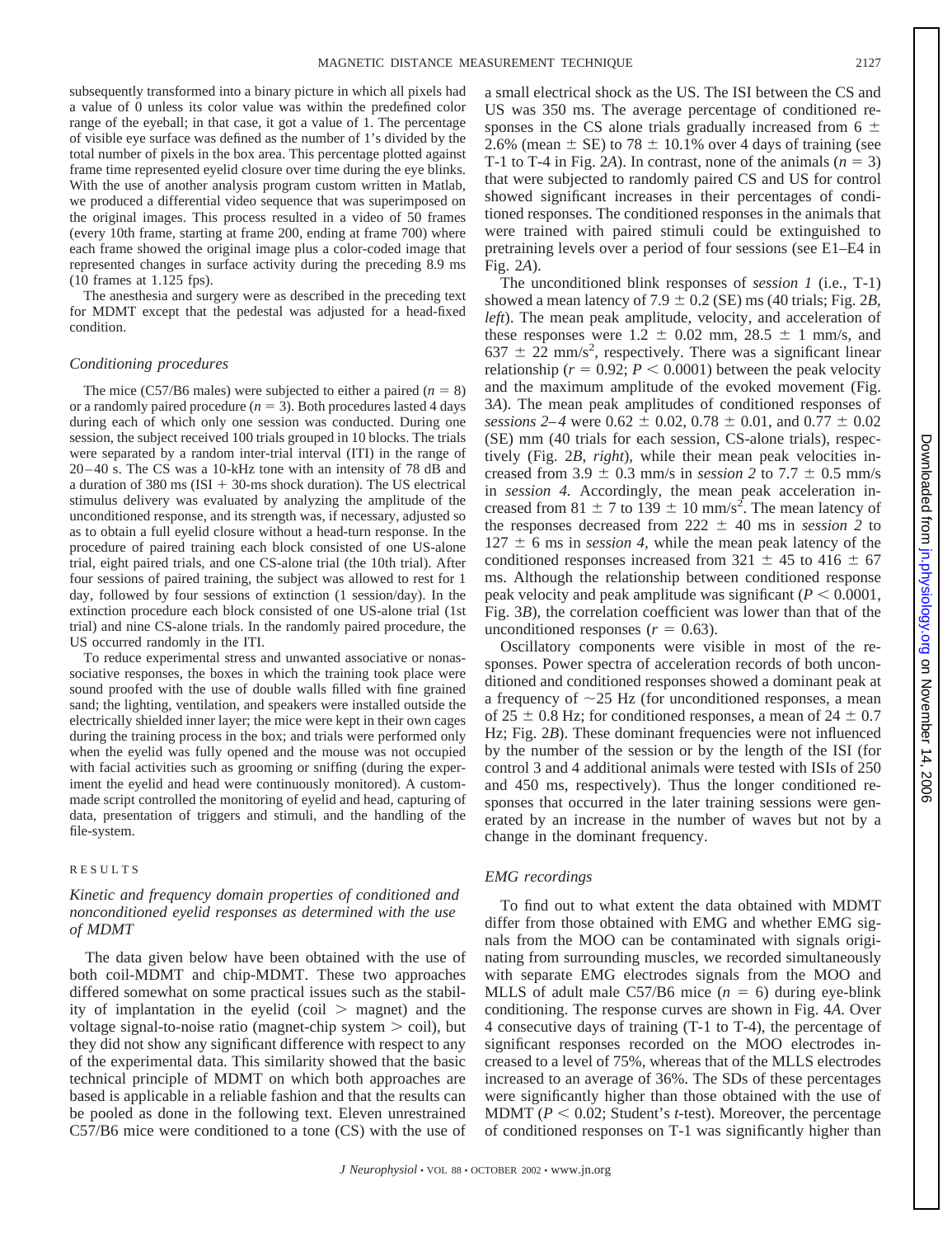subsequently transformed into a binary picture in which all pixels had a value of 0 unless its color value was within the predefined color range of the eyeball; in that case, it got a value of 1. The percentage of visible eye surface was defined as the number of 1's divided by the total number of pixels in the box area. This percentage plotted against frame time represented eyelid closure over time during the eye blinks. With the use of another analysis program custom written in Matlab, we produced a differential video sequence that was superimposed on the original images. This process resulted in a video of 50 frames (every 10th frame, starting at frame 200, ending at frame 700) where each frame showed the original image plus a color-coded image that represented changes in surface activity during the preceding 8.9 ms (10 frames at 1.125 fps).

The anesthesia and surgery were as described in the preceding text for MDMT except that the pedestal was adjusted for a head-fixed condition.

### *Conditioning procedures*

The mice (C57/B6 males) were subjected to either a paired ($n = 8$) or a randomly paired procedure ($n = 3$). Both procedures lasted 4 days during each of which only one session was conducted. During one session, the subject received 100 trials grouped in 10 blocks. The trials were separated by a random inter-trial interval (ITI) in the range of 20–40 s. The CS was a 10-kHz tone with an intensity of 78 dB and a duration of 380 ms (ISI + 30-ms shock duration). The US electrical stimulus delivery was evaluated by analyzing the amplitude of the unconditioned response, and its strength was, if necessary, adjusted so as to obtain a full eyelid closure without a head-turn response. In the procedure of paired training each block consisted of one US-alone trial, eight paired trials, and one CS-alone trial (the 10th trial). After four sessions of paired training, the subject was allowed to rest for 1 day, followed by four sessions of extinction (1 session/day). In the extinction procedure each block consisted of one US-alone trial (1st trial) and nine CS-alone trials. In the randomly paired procedure, the US occurred randomly in the ITI.

To reduce experimental stress and unwanted associative or nonassociative responses, the boxes in which the training took place were sound proofed with the use of double walls filled with fine grained sand; the lighting, ventilation, and speakers were installed outside the electrically shielded inner layer; the mice were kept in their own cages during the training process in the box; and trials were performed only when the eyelid was fully opened and the mouse was not occupied with facial activities such as grooming or sniffing (during the experiment the eyelid and head were continuously monitored). A custom-made script controlled the monitoring of eyelid and head, capturing of data, presentation of triggers and stimuli, and the handling of the file-system.

## RESULTS

### *Kinetic and frequency domain properties of conditioned and nonconditioned eyelid responses as determined with the use of MDMT*

The data given below have been obtained with the use of both coil-MDMT and chip-MDMT. These two approaches differed somewhat on some practical issues such as the stability of implantation in the eyelid (coil > magnet) and the voltage signal-to-noise ratio (magnet-chip system > coil), but they did not show any significant difference with respect to any of the experimental data. This similarity showed that the basic technical principle of MDMT on which both approaches are based is applicable in a reliable fashion and that the results can be pooled as done in the following text. Eleven unrestrained C57/B6 mice were conditioned to a tone (CS) with the use of a small electrical shock as the US. The ISI between the CS and US was 350 ms. The average percentage of conditioned responses in the CS alone trials gradually increased from 6 ± 2.6% (mean ± SE) to 78 ± 10.1% over 4 days of training (see T-1 to T-4 in Fig. 2*A*). In contrast, none of the animals ($n = 3$) that were subjected to randomly paired CS and US for control showed significant increases in their percentages of conditioned responses. The conditioned responses in the animals that were trained with paired stimuli could be extinguished to pretraining levels over a period of four sessions (see E1–E4 in Fig. 2*A*).

The unconditioned blink responses of *session 1* (i.e., T-1) showed a mean latency of 7.9 ± 0.2 (SE) ms (40 trials; Fig. 2*B*, *left*). The mean peak amplitude, velocity, and acceleration of these responses were 1.2 ± 0.02 mm, 28.5 ± 1 mm/s, and 637 ± 22 mm/s$^2$, respectively. There was a significant linear relationship ($r = 0.92$; $P < 0.0001$) between the peak velocity and the maximum amplitude of the evoked movement (Fig. 3*A*). The mean peak amplitudes of conditioned responses of *sessions 2–4* were 0.62 ± 0.02, 0.78 ± 0.01, and 0.77 ± 0.02 (SE) mm (40 trials for each session, CS-alone trials), respectively (Fig. 2*B*, *right*), while their mean peak velocities increased from 3.9 ± 0.3 mm/s in *session 2* to 7.7 ± 0.5 mm/s in *session 4.* Accordingly, the mean peak acceleration increased from 81 ± 7 to 139 ± 10 mm/s$^2$. The mean latency of the responses decreased from 222 ± 40 ms in *session 2* to 127 ± 6 ms in *session 4,* while the mean peak latency of the conditioned responses increased from 321 ± 45 to 416 ± 67 ms. Although the relationship between conditioned response peak velocity and peak amplitude was significant ($P < 0.0001$, Fig. 3*B*), the correlation coefficient was lower than that of the unconditioned responses ($r = 0.63$).

Oscillatory components were visible in most of the responses. Power spectra of acceleration records of both unconditioned and conditioned responses showed a dominant peak at a frequency of ~25 Hz (for unconditioned responses, a mean of 25 ± 0.8 Hz; for conditioned responses, a mean of 24 ± 0.7 Hz; Fig. 2*B*). These dominant frequencies were not influenced by the number of the session or by the length of the ISI (for control 3 and 4 additional animals were tested with ISIs of 250 and 450 ms, respectively). Thus the longer conditioned responses that occurred in the later training sessions were generated by an increase in the number of waves but not by a change in the dominant frequency.

### *EMG recordings*

To find out to what extent the data obtained with MDMT differ from those obtained with EMG and whether EMG signals from the MOO can be contaminated with signals originating from surrounding muscles, we recorded simultaneously with separate EMG electrodes signals from the MOO and MLLS of adult male C57/B6 mice ($n = 6$) during eye-blink conditioning. The response curves are shown in Fig. 4*A*. Over 4 consecutive days of training (T-1 to T-4), the percentage of significant responses recorded on the MOO electrodes increased to a level of 75%, whereas that of the MLLS electrodes increased to an average of 36%. The SDs of these percentages were significantly higher than those obtained with the use of MDMT ($P < 0.02$; Student's *t*-test). Moreover, the percentage of conditioned responses on T-1 was significantly higher than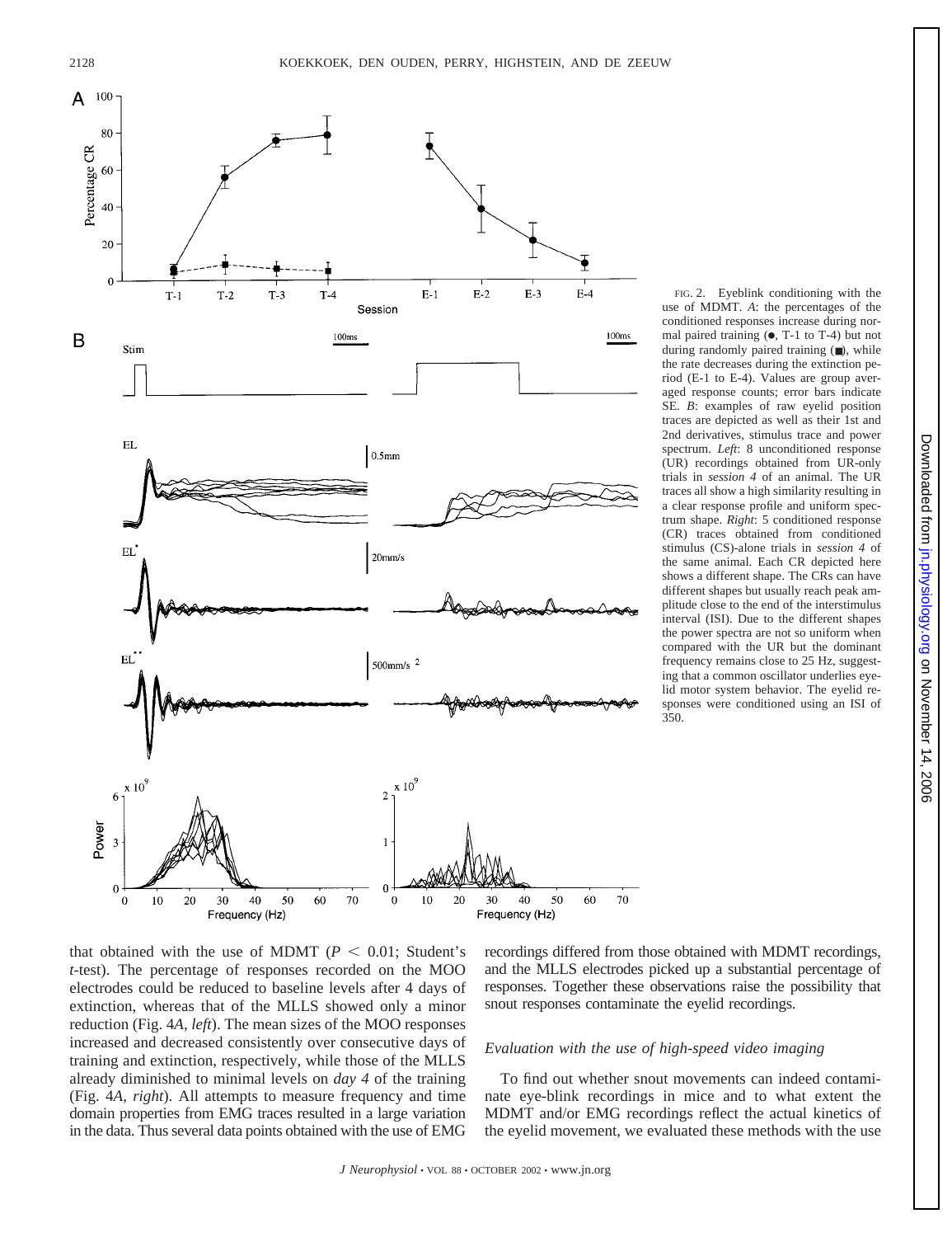FIG. 2. Eyeblink conditioning with the use of MDMT. *A*: the percentages of the conditioned responses increase during normal paired training (●, T-1 to T-4) but not during randomly paired training (■), while the rate decreases during the extinction period (E-1 to E-4). Values are group averaged response counts; error bars indicate SE. *B*: examples of raw eyelid position traces are depicted as well as their 1st and 2nd derivatives, stimulus trace and power spectrum. *Left*: 8 unconditioned response (UR) recordings obtained from UR-only trials in *session 4* of an animal. The UR traces all show a high similarity resulting in a clear response profile and uniform spectrum shape. *Right*: 5 conditioned response (CR) traces obtained from conditioned stimulus (CS)-alone trials in *session 4* of the same animal. Each CR depicted here shows a different shape. The CRs can have different shapes but usually reach peak amplitude close to the end of the interstimulus interval (ISI). Due to the different shapes the power spectra are not so uniform when compared with the UR but the dominant frequency remains close to 25 Hz, suggesting that a common oscillator underlies eyelid motor system behavior. The eyelid responses were conditioned using an ISI of 350.

that obtained with the use of MDMT ($P < 0.01$; Student's *t*-test). The percentage of responses recorded on the MOO electrodes could be reduced to baseline levels after 4 days of extinction, whereas that of the MLLS showed only a minor reduction (Fig. 4*A*, *left*). The mean sizes of the MOO responses increased and decreased consistently over consecutive days of training and extinction, respectively, while those of the MLLS already diminished to minimal levels on *day 4* of the training (Fig. 4*A*, *right*). All attempts to measure frequency and time domain properties from EMG traces resulted in a large variation in the data. Thus several data points obtained with the use of EMG recordings differed from those obtained with MDMT recordings, and the MLLS electrodes picked up a substantial percentage of responses. Together these observations raise the possibility that snout responses contaminate the eyelid recordings.

### *Evaluation with the use of high-speed video imaging*

To find out whether snout movements can indeed contaminate eye-blink recordings in mice and to what extent the MDMT and/or EMG recordings reflect the actual kinetics of the eyelid movement, we evaluated these methods with the use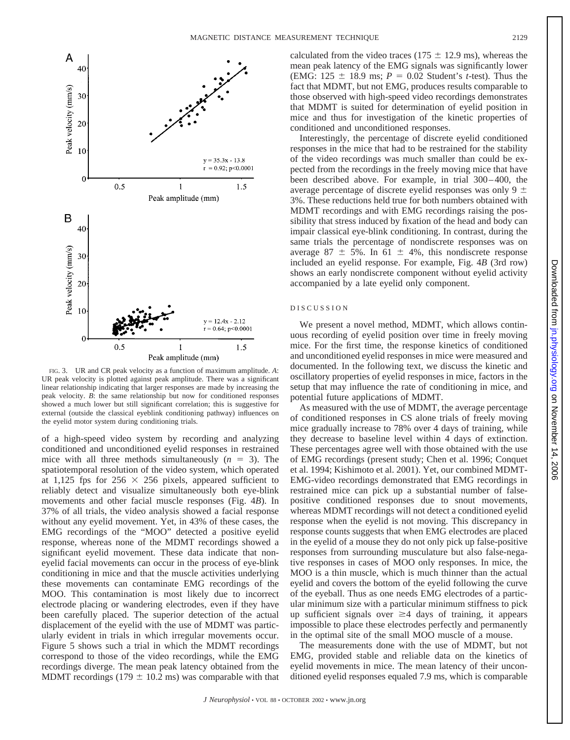FIG. 3. UR and CR peak velocity as a function of maximum amplitude. *A*: UR peak velocity is plotted against peak amplitude. There was a significant linear relationship indicating that larger responses are made by increasing the peak velocity. *B*: the same relationship but now for conditioned responses showed a much lower but still significant correlation; this is suggestive for external (outside the classical eyeblink conditioning pathway) influences on the eyelid motor system during conditioning trials.

of a high-speed video system by recording and analyzing conditioned and unconditioned eyelid responses in restrained mice with all three methods simultaneously ($n = 3$). The spatiotemporal resolution of the video system, which operated at 1,125 fps for $256 \times 256$ pixels, appeared sufficient to reliably detect and visualize simultaneously both eye-blink movements and other facial muscle responses (Fig. 4*B*). In 37% of all trials, the video analysis showed a facial response without any eyelid movement. Yet, in 43% of these cases, the EMG recordings of the "MOO" detected a positive eyelid response, whereas none of the MDMT recordings showed a significant eyelid movement. These data indicate that non-eyelid facial movements can occur in the process of eye-blink conditioning in mice and that the muscle activities underlying these movements can contaminate EMG recordings of the MOO. This contamination is most likely due to incorrect electrode placing or wandering electrodes, even if they have been carefully placed. The superior detection of the actual displacement of the eyelid with the use of MDMT was particularly evident in trials in which irregular movements occur. Figure 5 shows such a trial in which the MDMT recordings correspond to those of the video recordings, while the EMG recordings diverge. The mean peak latency obtained from the MDMT recordings ($179 \pm 10.2$ ms) was comparable with that calculated from the video traces ($175 \pm 12.9$ ms), whereas the mean peak latency of the EMG signals was significantly lower (EMG: $125 \pm 18.9$ ms; $P = 0.02$ Student's *t*-test). Thus the fact that MDMT, but not EMG, produces results comparable to those observed with high-speed video recordings demonstrates that MDMT is suited for determination of eyelid position in mice and thus for investigation of the kinetic properties of conditioned and unconditioned responses.

Interestingly, the percentage of discrete eyelid conditioned responses in the mice that had to be restrained for the stability of the video recordings was much smaller than could be expected from the recordings in the freely moving mice that have been described above. For example, in trial 300–400, the average percentage of discrete eyelid responses was only $9 \pm 3\%$. These reductions held true for both numbers obtained with MDMT recordings and with EMG recordings raising the possibility that stress induced by fixation of the head and body can impair classical eye-blink conditioning. In contrast, during the same trials the percentage of nondiscrete responses was on average $87 \pm 5\%$. In $61 \pm 4\%$, this nondiscrete response included an eyelid response. For example, Fig. 4*B* (3rd row) shows an early nondiscrete component without eyelid activity accompanied by a late eyelid only component.

## DISCUSSION

We present a novel method, MDMT, which allows continuous recording of eyelid position over time in freely moving mice. For the first time, the response kinetics of conditioned and unconditioned eyelid responses in mice were measured and documented. In the following text, we discuss the kinetic and oscillatory properties of eyelid responses in mice, factors in the setup that may influence the rate of conditioning in mice, and potential future applications of MDMT.

As measured with the use of MDMT, the average percentage of conditioned responses in CS alone trials of freely moving mice gradually increase to 78% over 4 days of training, while they decrease to baseline level within 4 days of extinction. These percentages agree well with those obtained with the use of EMG recordings (present study; Chen et al. 1996; Conquet et al. 1994; Kishimoto et al. 2001). Yet, our combined MDMT-EMG-video recordings demonstrated that EMG recordings in restrained mice can pick up a substantial number of false-positive conditioned responses due to snout movements, whereas MDMT recordings will not detect a conditioned eyelid response when the eyelid is not moving. This discrepancy in response counts suggests that when EMG electrodes are placed in the eyelid of a mouse they do not only pick up false-positive responses from surrounding musculature but also false-negative responses in cases of MOO only responses. In mice, the MOO is a thin muscle, which is much thinner than the actual eyelid and covers the bottom of the eyelid following the curve of the eyeball. Thus as one needs EMG electrodes of a particular minimum size with a particular minimum stiffness to pick up sufficient signals over $\geq 4$ days of training, it appears impossible to place these electrodes perfectly and permanently in the optimal site of the small MOO muscle of a mouse.

The measurements done with the use of MDMT, but not EMG, provided stable and reliable data on the kinetics of eyelid movements in mice. The mean latency of their unconditioned eyelid responses equaled 7.9 ms, which is comparable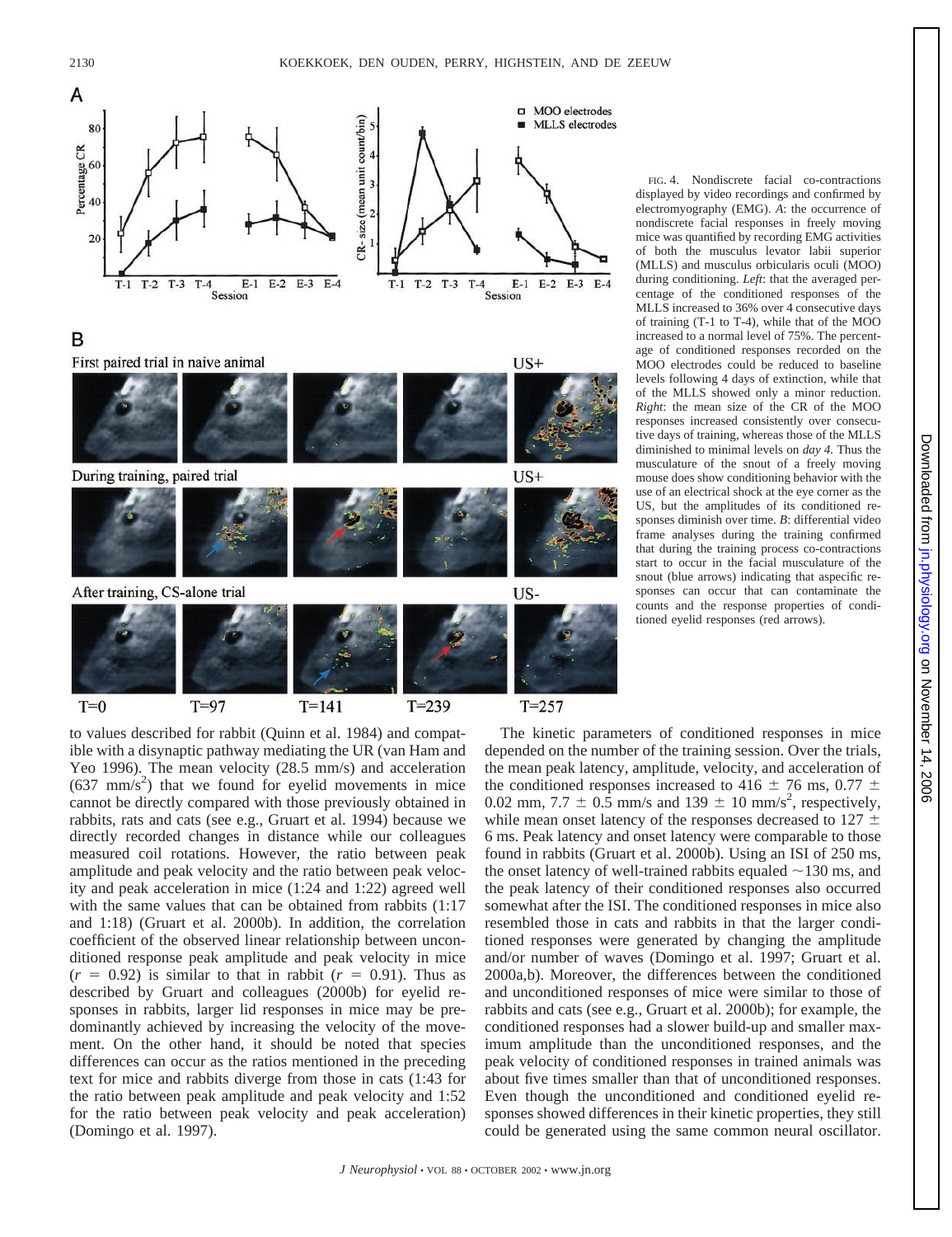FIG. 4. Nondiscrete facial co-contractions displayed by video recordings and confirmed by electromyography (EMG). *A*: the occurrence of nondiscrete facial responses in freely moving mice was quantified by recording EMG activities of both the musculus levator labii superior (MLLS) and musculus orbicularis oculi (MOO) during conditioning. *Left*: that the averaged percentage of the conditioned responses of the MLLS increased to 36% over 4 consecutive days of training (T-1 to T-4), while that of the MOO increased to a normal level of 75%. The percentage of conditioned responses recorded on the MOO electrodes could be reduced to baseline levels following 4 days of extinction, while that of the MLLS showed only a minor reduction. *Right*: the mean size of the CR of the MOO responses increased consistently over consecutive days of training, whereas those of the MLLS diminished to minimal levels on *day 4*. Thus the musculature of the snout of a freely moving mouse does show conditioning behavior with the use of an electrical shock at the eye corner as the US, but the amplitudes of its conditioned responses diminish over time. *B*: differential video frame analyses during the training confirmed that during the training process co-contractions start to occur in the facial musculature of the snout (blue arrows) indicating that aspecific responses can occur that can contaminate the counts and the response properties of conditioned eyelid responses (red arrows).

to values described for rabbit (Quinn et al. 1984) and compatible with a disynaptic pathway mediating the UR (van Ham and Yeo 1996). The mean velocity (28.5 mm/s) and acceleration (637 mm/s$^2$) that we found for eyelid movements in mice cannot be directly compared with those previously obtained in rabbits, rats and cats (see e.g., Gruart et al. 1994) because we directly recorded changes in distance while our colleagues measured coil rotations. However, the ratio between peak amplitude and peak velocity and the ratio between peak velocity and peak acceleration in mice (1:24 and 1:22) agreed well with the same values that can be obtained from rabbits (1:17 and 1:18) (Gruart et al. 2000b). In addition, the correlation coefficient of the observed linear relationship between unconditioned response peak amplitude and peak velocity in mice ($r = 0.92$) is similar to that in rabbit ($r = 0.91$). Thus as described by Gruart and colleagues (2000b) for eyelid responses in rabbits, larger lid responses in mice may be predominantly achieved by increasing the velocity of the movement. On the other hand, it should be noted that species differences can occur as the ratios mentioned in the preceding text for mice and rabbits diverge from those in cats (1:43 for the ratio between peak amplitude and peak velocity and 1:52 for the ratio between peak velocity and peak acceleration) (Domingo et al. 1997).

The kinetic parameters of conditioned responses in mice depended on the number of the training session. Over the trials, the mean peak latency, amplitude, velocity, and acceleration of the conditioned responses increased to 416 ± 76 ms, 0.77 ± 0.02 mm, 7.7 ± 0.5 mm/s and 139 ± 10 mm/s$^2$, respectively, while mean onset latency of the responses decreased to 127 ± 6 ms. Peak latency and onset latency were comparable to those found in rabbits (Gruart et al. 2000b). Using an ISI of 250 ms, the onset latency of well-trained rabbits equaled ~130 ms, and the peak latency of their conditioned responses also occurred somewhat after the ISI. The conditioned responses in mice also resembled those in cats and rabbits in that the larger conditioned responses were generated by changing the amplitude and/or number of waves (Domingo et al. 1997; Gruart et al. 2000a,b). Moreover, the differences between the conditioned and unconditioned responses of mice were similar to those of rabbits and cats (see e.g., Gruart et al. 2000b); for example, the conditioned responses had a slower build-up and smaller maximum amplitude than the unconditioned responses, and the peak velocity of conditioned responses in trained animals was about five times smaller than that of unconditioned responses. Even though the unconditioned and conditioned eyelid responses showed differences in their kinetic properties, they still could be generated using the same common neural oscillator.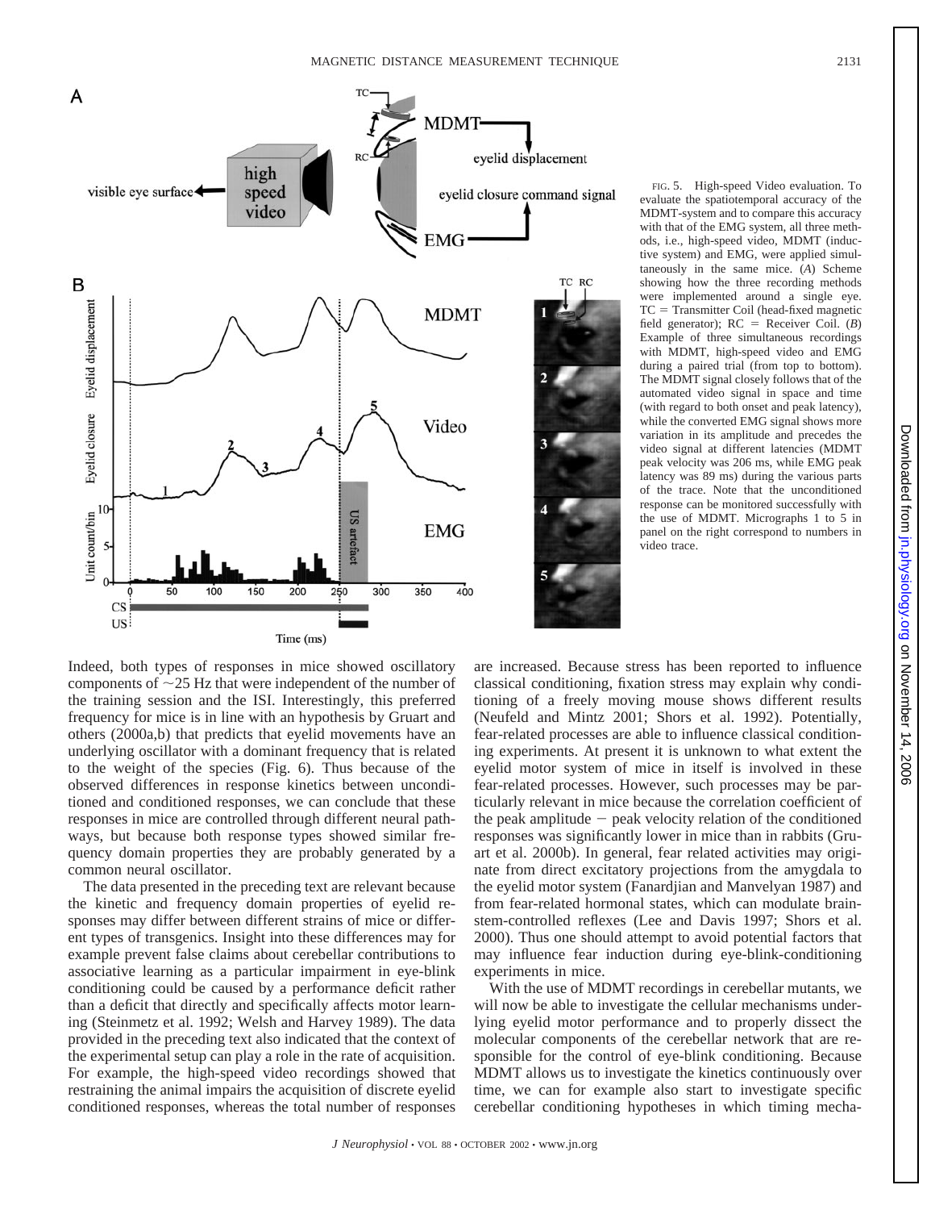FIG. 5. High-speed Video evaluation. To evaluate the spatiotemporal accuracy of the MDMT-system and to compare this accuracy with that of the EMG system, all three methods, i.e., high-speed video, MDMT (inductive system) and EMG, were applied simultaneously in the same mice. (*A*) Scheme showing how the three recording methods were implemented around a single eye. TC = Transmitter Coil (head-fixed magnetic field generator); RC = Receiver Coil. (*B*) Example of three simultaneous recordings with MDMT, high-speed video and EMG during a paired trial (from top to bottom). The MDMT signal closely follows that of the automated video signal in space and time (with regard to both onset and peak latency), while the converted EMG signal shows more variation in its amplitude and precedes the video signal at different latencies (MDMT peak velocity was 206 ms, while EMG peak latency was 89 ms) during the various parts of the trace. Note that the unconditioned response can be monitored successfully with the use of MDMT. Micrographs 1 to 5 in panel on the right correspond to numbers in video trace.

Indeed, both types of responses in mice showed oscillatory components of ~25 Hz that were independent of the number of the training session and the ISI. Interestingly, this preferred frequency for mice is in line with an hypothesis by Gruart and others (2000a,b) that predicts that eyelid movements have an underlying oscillator with a dominant frequency that is related to the weight of the species (Fig. 6). Thus because of the observed differences in response kinetics between unconditioned and conditioned responses, we can conclude that these responses in mice are controlled through different neural pathways, but because both response types showed similar frequency domain properties they are probably generated by a common neural oscillator.

The data presented in the preceding text are relevant because the kinetic and frequency domain properties of eyelid responses may differ between different strains of mice or different types of transgenics. Insight into these differences may for example prevent false claims about cerebellar contributions to associative learning as a particular impairment in eye-blink conditioning could be caused by a performance deficit rather than a deficit that directly and specifically affects motor learning (Steinmetz et al. 1992; Welsh and Harvey 1989). The data provided in the preceding text also indicated that the context of the experimental setup can play a role in the rate of acquisition. For example, the high-speed video recordings showed that restraining the animal impairs the acquisition of discrete eyelid conditioned responses, whereas the total number of responses are increased. Because stress has been reported to influence classical conditioning, fixation stress may explain why conditioning of a freely moving mouse shows different results (Neufeld and Mintz 2001; Shors et al. 1992). Potentially, fear-related processes are able to influence classical conditioning experiments. At present it is unknown to what extent the eyelid motor system of mice in itself is involved in these fear-related processes. However, such processes may be particularly relevant in mice because the correlation coefficient of the peak amplitude − peak velocity relation of the conditioned responses was significantly lower in mice than in rabbits (Gruart et al. 2000b). In general, fear related activities may originate from direct excitatory projections from the amygdala to the eyelid motor system (Fanardjian and Manvelyan 1987) and from fear-related hormonal states, which can modulate brainstem-controlled reflexes (Lee and Davis 1997; Shors et al. 2000). Thus one should attempt to avoid potential factors that may influence fear induction during eye-blink-conditioning experiments in mice.

With the use of MDMT recordings in cerebellar mutants, we will now be able to investigate the cellular mechanisms underlying eyelid motor performance and to properly dissect the molecular components of the cerebellar network that are responsible for the control of eye-blink conditioning. Because MDMT allows us to investigate the kinetics continuously over time, we can for example also start to investigate specific cerebellar conditioning hypotheses in which timing mecha-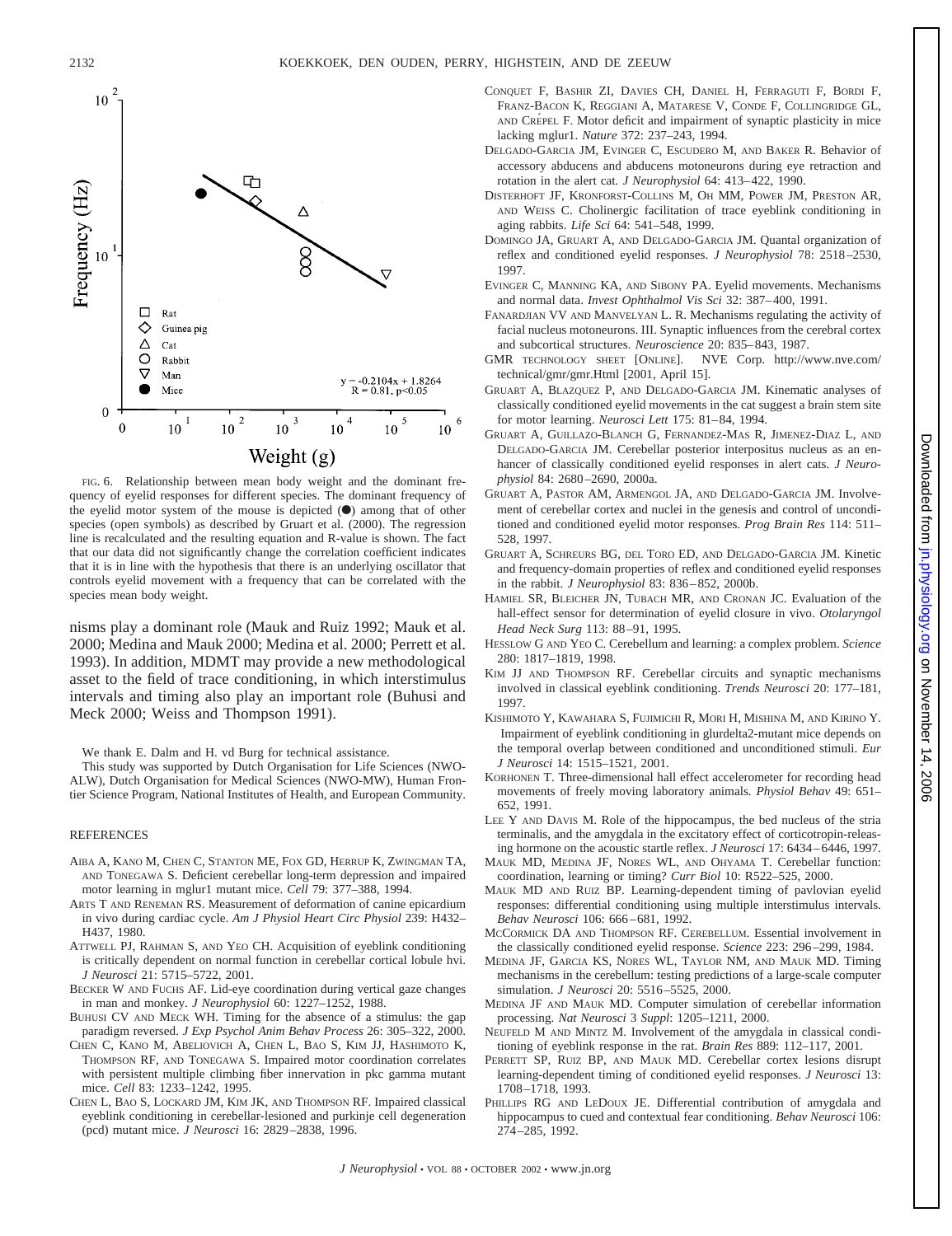FIG. 6. Relationship between mean body weight and the dominant frequency of eyelid responses for different species. The dominant frequency of the eyelid motor system of the mouse is depicted (●) among that of other species (open symbols) as described by Gruart et al. (2000). The regression line is recalculated and the resulting equation and R-value is shown. The fact that our data did not significantly change the correlation coefficient indicates that it is in line with the hypothesis that there is an underlying oscillator that controls eyelid movement with a frequency that can be correlated with the species mean body weight.

nisms play a dominant role (Mauk and Ruiz 1992; Mauk et al. 2000; Medina and Mauk 2000; Medina et al. 2000; Perrett et al. 1993). In addition, MDMT may provide a new methodological asset to the field of trace conditioning, in which interstimulus intervals and timing also play an important role (Buhusi and Meck 2000; Weiss and Thompson 1991).

We thank E. Dalm and H. vd Burg for technical assistance.

This study was supported by Dutch Organisation for Life Sciences (NWO-ALW), Dutch Organisation for Medical Sciences (NWO-MW), Human Frontier Science Program, National Institutes of Health, and European Community.

## REFERENCES

AIBA A, KANO M, CHEN C, STANTON ME, FOX GD, HERRUP K, ZWINGMAN TA, AND TONEGAWA S. Deficient cerebellar long-term depression and impaired motor learning in mglur1 mutant mice. *Cell* 79: 377–388, 1994.

ARTS T AND RENEMAN RS. Measurement of deformation of canine epicardium in vivo during cardiac cycle. *Am J Physiol Heart Circ Physiol* 239: H432–H437, 1980.

ATTWELL PJ, RAHMAN S, AND YEO CH. Acquisition of eyeblink conditioning is critically dependent on normal function in cerebellar cortical lobule hvi. *J Neurosci* 21: 5715–5722, 2001.

BECKER W AND FUCHS AF. Lid-eye coordination during vertical gaze changes in man and monkey. *J Neurophysiol* 60: 1227–1252, 1988.

BUHUSI CV AND MECK WH. Timing for the absence of a stimulus: the gap paradigm reversed. *J Exp Psychol Anim Behav Process* 26: 305–322, 2000.

CHEN C, KANO M, ABELIOVICH A, CHEN L, BAO S, KIM JJ, HASHIMOTO K, THOMPSON RF, AND TONEGAWA S. Impaired motor coordination correlates with persistent multiple climbing fiber innervation in pkc gamma mutant mice. *Cell* 83: 1233–1242, 1995.

CHEN L, BAO S, LOCKARD JM, KIM JK, AND THOMPSON RF. Impaired classical eyeblink conditioning in cerebellar-lesioned and purkinje cell degeneration (pcd) mutant mice. *J Neurosci* 16: 2829–2838, 1996.

CONQUET F, BASHIR ZI, DAVIES CH, DANIEL H, FERRAGUTI F, BORDI F, FRANZ-BACON K, REGGIANI A, MATARESE V, CONDE F, COLLINGRIDGE GL, AND CRÉPEL F. Motor deficit and impairment of synaptic plasticity in mice lacking mglur1. *Nature* 372: 237–243, 1994.

DELGADO-GARCIA JM, EVINGER C, ESCUDERO M, AND BAKER R. Behavior of accessory abducens and abducens motoneurons during eye retraction and rotation in the alert cat. *J Neurophysiol* 64: 413–422, 1990.

DISTERHOFT JF, KRONFORST-COLLINS M, OH MM, POWER JM, PRESTON AR, AND WEISS C. Cholinergic facilitation of trace eyeblink conditioning in aging rabbits. *Life Sci* 64: 541–548, 1999.

DOMINGO JA, GRUART A, AND DELGADO-GARCIA JM. Quantal organization of reflex and conditioned eyelid responses. *J Neurophysiol* 78: 2518–2530, 1997.

EVINGER C, MANNING KA, AND SIBONY PA. Eyelid movements. Mechanisms and normal data. *Invest Ophthalmol Vis Sci* 32: 387–400, 1991.

FANARDJIAN VV AND MANVELYAN L. R. Mechanisms regulating the activity of facial nucleus motoneurons. III. Synaptic influences from the cerebral cortex and subcortical structures. *Neuroscience* 20: 835–843, 1987.

GMR TECHNOLOGY SHEET [ONLINE]. NVE Corp. http://www.nve.com/technical/gmr/gmr.Html [2001, April 15].

GRUART A, BLAZQUEZ P, AND DELGADO-GARCIA JM. Kinematic analyses of classically conditioned eyelid movements in the cat suggest a brain stem site for motor learning. *Neurosci Lett* 175: 81–84, 1994.

GRUART A, GUILLAZO-BLANCH G, FERNANDEZ-MAS R, JIMENEZ-DIAZ L, AND DELGADO-GARCIA JM. Cerebellar posterior interpositus nucleus as an enhancer of classically conditioned eyelid responses in alert cats. *J Neurophysiol* 84: 2680–2690, 2000a.

GRUART A, PASTOR AM, ARMENGOL JA, AND DELGADO-GARCIA JM. Involvement of cerebellar cortex and nuclei in the genesis and control of unconditioned and conditioned eyelid motor responses. *Prog Brain Res* 114: 511–528, 1997.

GRUART A, SCHREURS BG, DEL TORO ED, AND DELGADO-GARCIA JM. Kinetic and frequency-domain properties of reflex and conditioned eyelid responses in the rabbit. *J Neurophysiol* 83: 836–852, 2000b.

HAMIEL SR, BLEICHER JN, TUBACH MR, AND CRONAN JC. Evaluation of the hall-effect sensor for determination of eyelid closure in vivo. *Otolaryngol Head Neck Surg* 113: 88–91, 1995.

HESSLOW G AND YEO C. Cerebellum and learning: a complex problem. *Science* 280: 1817–1819, 1998.

KIM JJ AND THOMPSON RF. Cerebellar circuits and synaptic mechanisms involved in classical eyeblink conditioning. *Trends Neurosci* 20: 177–181, 1997.

KISHIMOTO Y, KAWAHARA S, FUJIMICHI R, MORI H, MISHINA M, AND KIRINO Y. Impairment of eyeblink conditioning in glurdelta2-mutant mice depends on the temporal overlap between conditioned and unconditioned stimuli. *Eur J Neurosci* 14: 1515–1521, 2001.

KORHONEN T. Three-dimensional hall effect accelerometer for recording head movements of freely moving laboratory animals. *Physiol Behav* 49: 651–652, 1991.

LEE Y AND DAVIS M. Role of the hippocampus, the bed nucleus of the stria terminalis, and the amygdala in the excitatory effect of corticotropin-releasing hormone on the acoustic startle reflex. *J Neurosci* 17: 6434–6446, 1997.

MAUK MD, MEDINA JF, NORES WL, AND OHYAMA T. Cerebellar function: coordination, learning or timing? *Curr Biol* 10: R522–525, 2000.

MAUK MD AND RUIZ BP. Learning-dependent timing of pavlovian eyelid responses: differential conditioning using multiple interstimulus intervals. *Behav Neurosci* 106: 666–681, 1992.

MCCORMICK DA AND THOMPSON RF. CEREBELLUM. Essential involvement in the classically conditioned eyelid response. *Science* 223: 296–299, 1984.

MEDINA JF, GARCIA KS, NORES WL, TAYLOR NM, AND MAUK MD. Timing mechanisms in the cerebellum: testing predictions of a large-scale computer simulation. *J Neurosci* 20: 5516–5525, 2000.

MEDINA JF AND MAUK MD. Computer simulation of cerebellar information processing. *Nat Neurosci* 3 *Suppl*: 1205–1211, 2000.

NEUFELD M AND MINTZ M. Involvement of the amygdala in classical conditioning of eyeblink response in the rat. *Brain Res* 889: 112–117, 2001.

PERRETT SP, RUIZ BP, AND MAUK MD. Cerebellar cortex lesions disrupt learning-dependent timing of conditioned eyelid responses. *J Neurosci* 13: 1708–1718, 1993.

PHILLIPS RG AND LEDOUX JE. Differential contribution of amygdala and hippocampus to cued and contextual fear conditioning. *Behav Neurosci* 106: 274–285, 1992.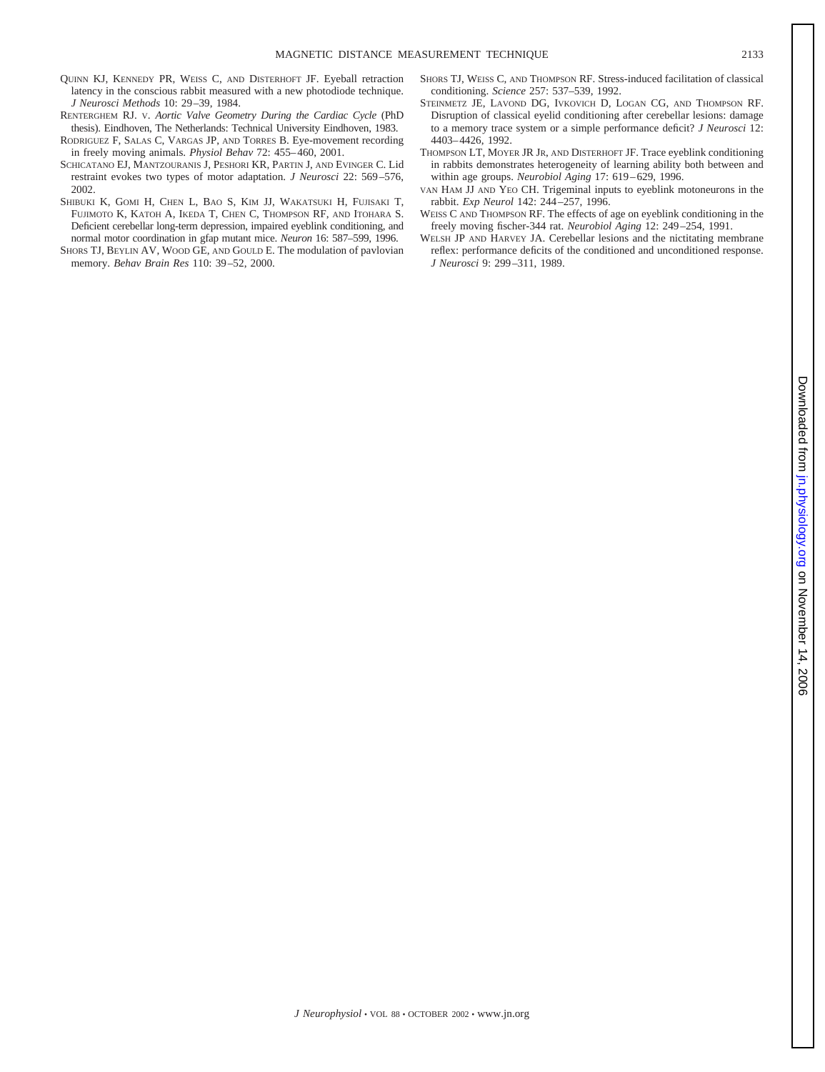QUINN KJ, KENNEDY PR, WEISS C, AND DISTERHOFT JF. Eyeball retraction latency in the conscious rabbit measured with a new photodiode technique. *J Neurosci Methods* 10: 29–39, 1984.

RENTERGHEM RJ. V. *Aortic Valve Geometry During the Cardiac Cycle* (PhD thesis). Eindhoven, The Netherlands: Technical University Eindhoven, 1983.

RODRIGUEZ F, SALAS C, VARGAS JP, AND TORRES B. Eye-movement recording in freely moving animals. *Physiol Behav* 72: 455–460, 2001.

SCHICATANO EJ, MANTZOURANIS J, PESHORI KR, PARTIN J, AND EVINGER C. Lid restraint evokes two types of motor adaptation. *J Neurosci* 22: 569–576, 2002.

SHIBUKI K, GOMI H, CHEN L, BAO S, KIM JJ, WAKATSUKI H, FUJISAKI T, FUJIMOTO K, KATOH A, IKEDA T, CHEN C, THOMPSON RF, AND ITOHARA S. Deficient cerebellar long-term depression, impaired eyeblink conditioning, and normal motor coordination in gfap mutant mice. *Neuron* 16: 587–599, 1996.

SHORS TJ, BEYLIN AV, WOOD GE, AND GOULD E. The modulation of pavlovian memory. *Behav Brain Res* 110: 39–52, 2000.

SHORS TJ, WEISS C, AND THOMPSON RF. Stress-induced facilitation of classical conditioning. *Science* 257: 537–539, 1992.

STEINMETZ JE, LAVOND DG, IVKOVICH D, LOGAN CG, AND THOMPSON RF. Disruption of classical eyelid conditioning after cerebellar lesions: damage to a memory trace system or a simple performance deficit? *J Neurosci* 12: 4403–4426, 1992.

THOMPSON LT, MOYER JR JR, AND DISTERHOFT JF. Trace eyeblink conditioning in rabbits demonstrates heterogeneity of learning ability both between and within age groups. *Neurobiol Aging* 17: 619–629, 1996.

VAN HAM JJ AND YEO CH. Trigeminal inputs to eyeblink motoneurons in the rabbit. *Exp Neurol* 142: 244–257, 1996.

WEISS C AND THOMPSON RF. The effects of age on eyeblink conditioning in the freely moving fischer-344 rat. *Neurobiol Aging* 12: 249–254, 1991.

WELSH JP AND HARVEY JA. Cerebellar lesions and the nictitating membrane reflex: performance deficits of the conditioned and unconditioned response. *J Neurosci* 9: 299–311, 1989.